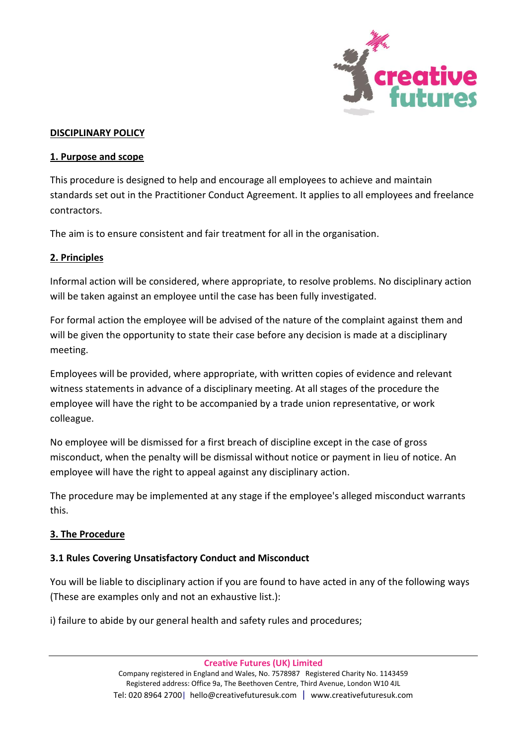# DISCIPLINARY POLICY

## 1. Purpose and scope

This procedure is designed to help and encourage all employees to achieve and maintain standards set out in the Practitioner Conduct Agreement. It applies to all employees and freelance contractors.

The aim is to ensure consistent and fair treatment for all in the organisation.

## 2. Principles

Informal action will be considered, where appropriate, to resolve problems. No disciplinary action will be taken against an employee until the case has been fully investigated.

For formal action the employee will be advised of the nature of the complaint against them and will be given the opportunity to state their case before any decision is made at a disciplinary meeting.

Employees will be provided, where appropriate, with written copies of evidence and relevant witness statements in advance of a disciplinary meeting. At all stages of the procedure the employee will have the right to be accompanied by a trade union representative, or work colleague.

No employee will be dismissed for a first breach of discipline except in the case of gross misconduct, when the penalty will be dismissal without notice or payment in lieu of notice. An employee will have the right to appeal against any disciplinary action.

The procedure may be implemented at any stage if the employee's alleged misconduct warrants this.

## 3. The Procedure

### 3.1 Rules Covering Unsatisfactory Conduct and Misconduct

You will be liable to disciplinary action if you are found to have acted in any of the following ways (These are examples only and not an exhaustive list.):

i) failure to abide by our general health and safety rules and procedures;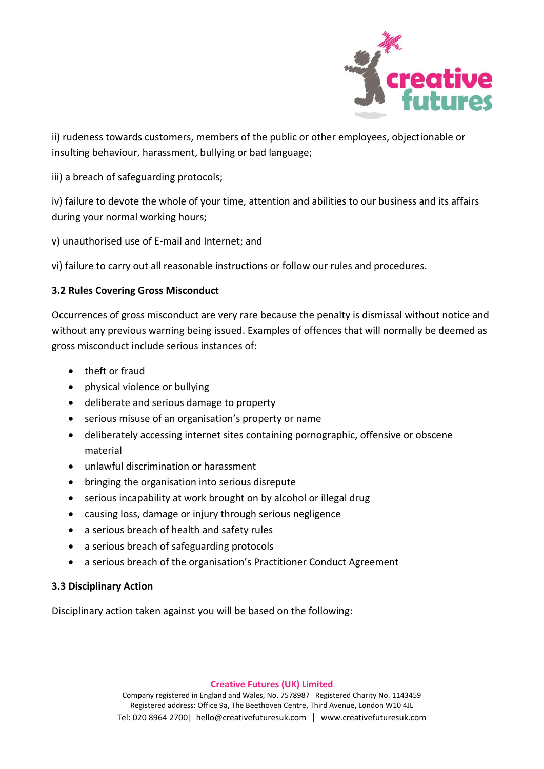ii) rudeness towards customers, members of the public or other employees, objectionable or insulting behaviour, harassment, bullying or bad language;

iii) a breach of safeguarding protocols;

iv) failure to devote the whole of your time, attention and abilities to our business and its affairs during your normal working hours;

v) unauthorised use of E-mail and Internet; and

vi) failure to carry out all reasonable instructions or follow our rules and procedures.

**3.2 Rules Covering Gross Misconduct**

Occurrences of gross misconduct are very rare because the penalty is dismissal without notice and without any previous warning being issued. Examples of offences that will normally be deemed as gross misconduct include serious instances of:

- theft or fraud
- physical violence or bullying
- deliberate and serious damage to property
- serious misuse of an organisation's property or name
- deliberately accessing internet sites containing pornographic, offensive or obscene material
- unlawful discrimination or harassment
- bringing the organisation into serious disrepute
- serious incapability at work brought on by alcohol or illegal drug
- causing loss, damage or injury through serious negligence
- a serious breach of health and safety rules
- a serious breach of safeguarding protocols
- a serious breach of the organisation's Practitioner Conduct Agreement

**3.3 Disciplinary Action**

Disciplinary action taken against you will be based on the following: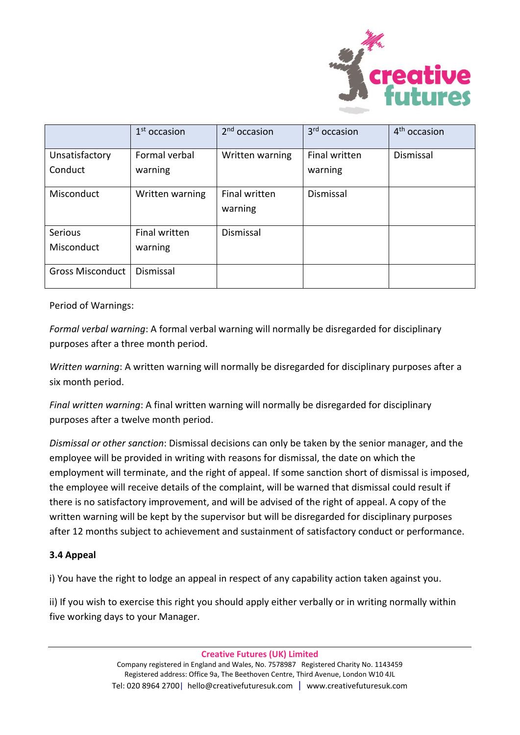| | 1st occasion | 2nd occasion | 3rd occasion | 4th occasion |
|---|---|---|---|---|
| Unsatisfactory Conduct | Formal verbal warning | Written warning | Final written warning | Dismissal |
| Misconduct | Written warning | Final written warning | Dismissal | |
| Serious Misconduct | Final written warning | Dismissal | | |
| Gross Misconduct | Dismissal | | | |

Period of Warnings:

*Formal verbal warning*: A formal verbal warning will normally be disregarded for disciplinary purposes after a three month period.

*Written warning*: A written warning will normally be disregarded for disciplinary purposes after a six month period.

*Final written warning*: A final written warning will normally be disregarded for disciplinary purposes after a twelve month period.

*Dismissal or other sanction*: Dismissal decisions can only be taken by the senior manager, and the employee will be provided in writing with reasons for dismissal, the date on which the employment will terminate, and the right of appeal. If some sanction short of dismissal is imposed, the employee will receive details of the complaint, will be warned that dismissal could result if there is no satisfactory improvement, and will be advised of the right of appeal. A copy of the written warning will be kept by the supervisor but will be disregarded for disciplinary purposes after 12 months subject to achievement and sustainment of satisfactory conduct or performance.

**3.4 Appeal**

i) You have the right to lodge an appeal in respect of any capability action taken against you.

ii) If you wish to exercise this right you should apply either verbally or in writing normally within five working days to your Manager.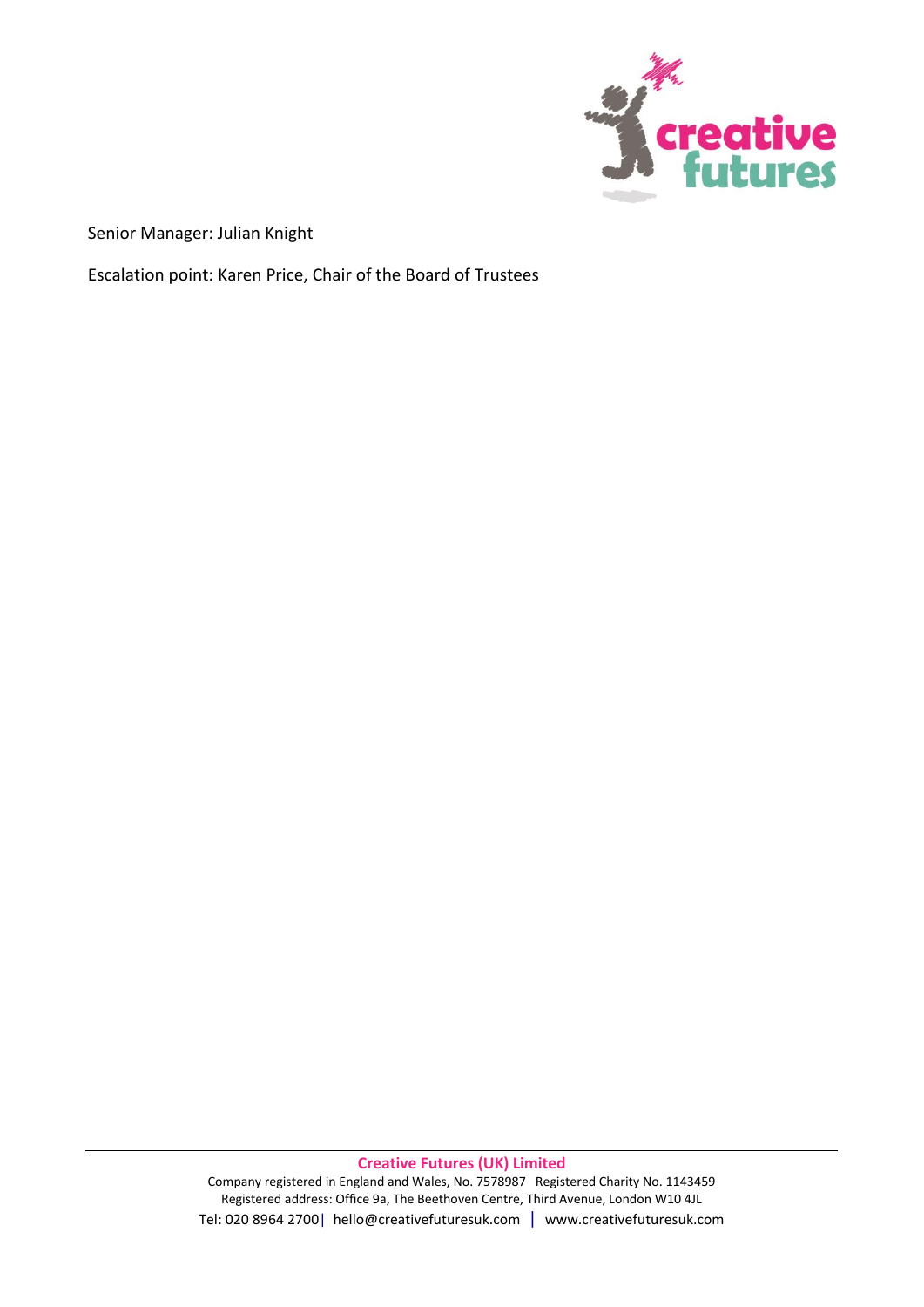Senior Manager: Julian Knight

Escalation point: Karen Price, Chair of the Board of Trustees